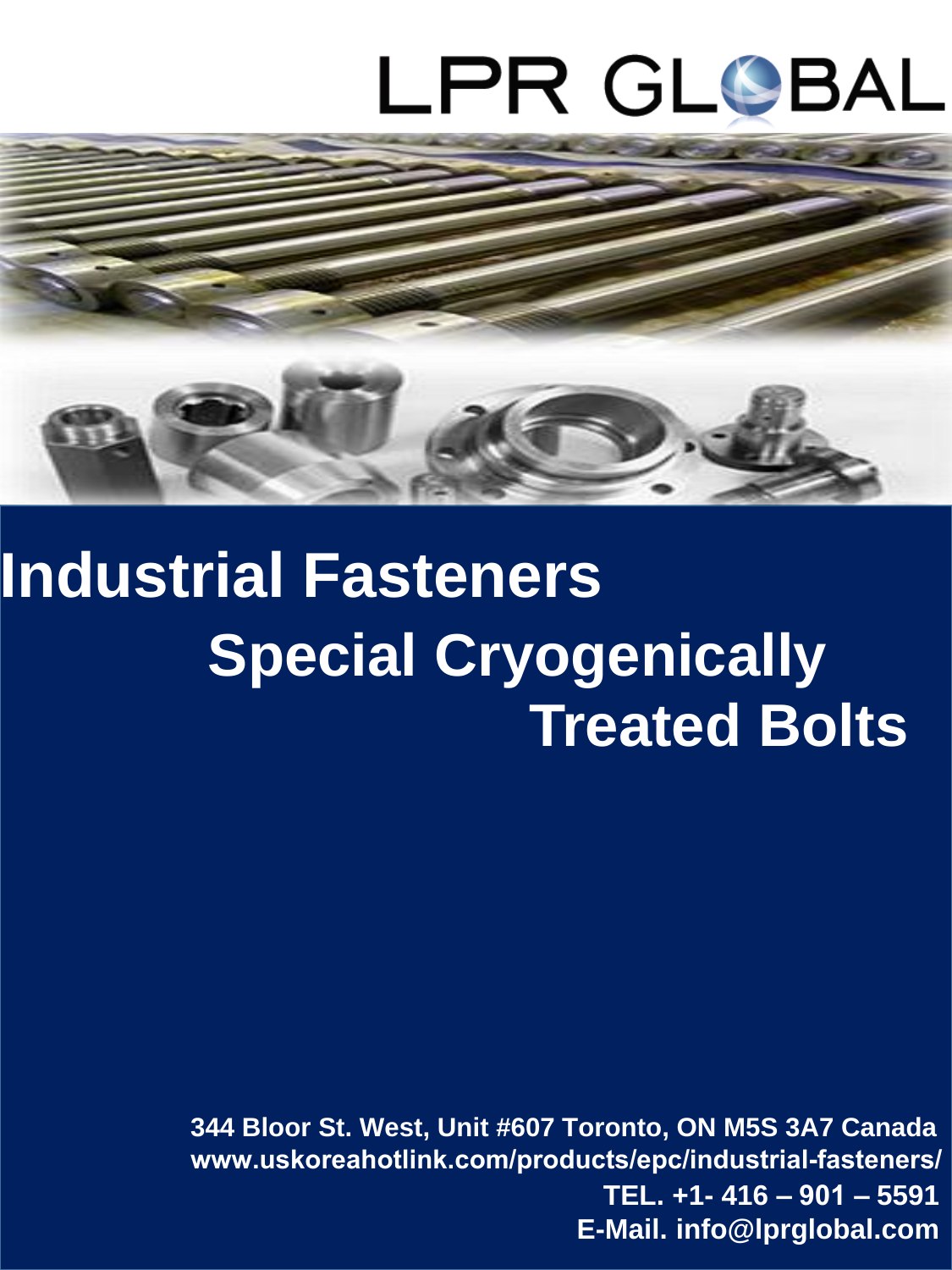LPR GLOBAL

# Industrial Fasteners

## Special Cryogenically Treated Bolts

**344 Bloor St. West, Unit #607 Toronto, ON M5S 3A7 Canada**
**www.uskoreahotlink.com/products/epc/industrial-fasteners/**
**TEL. +1- 416 – 901 – 5591**
**E-Mail. info@lprglobal.com**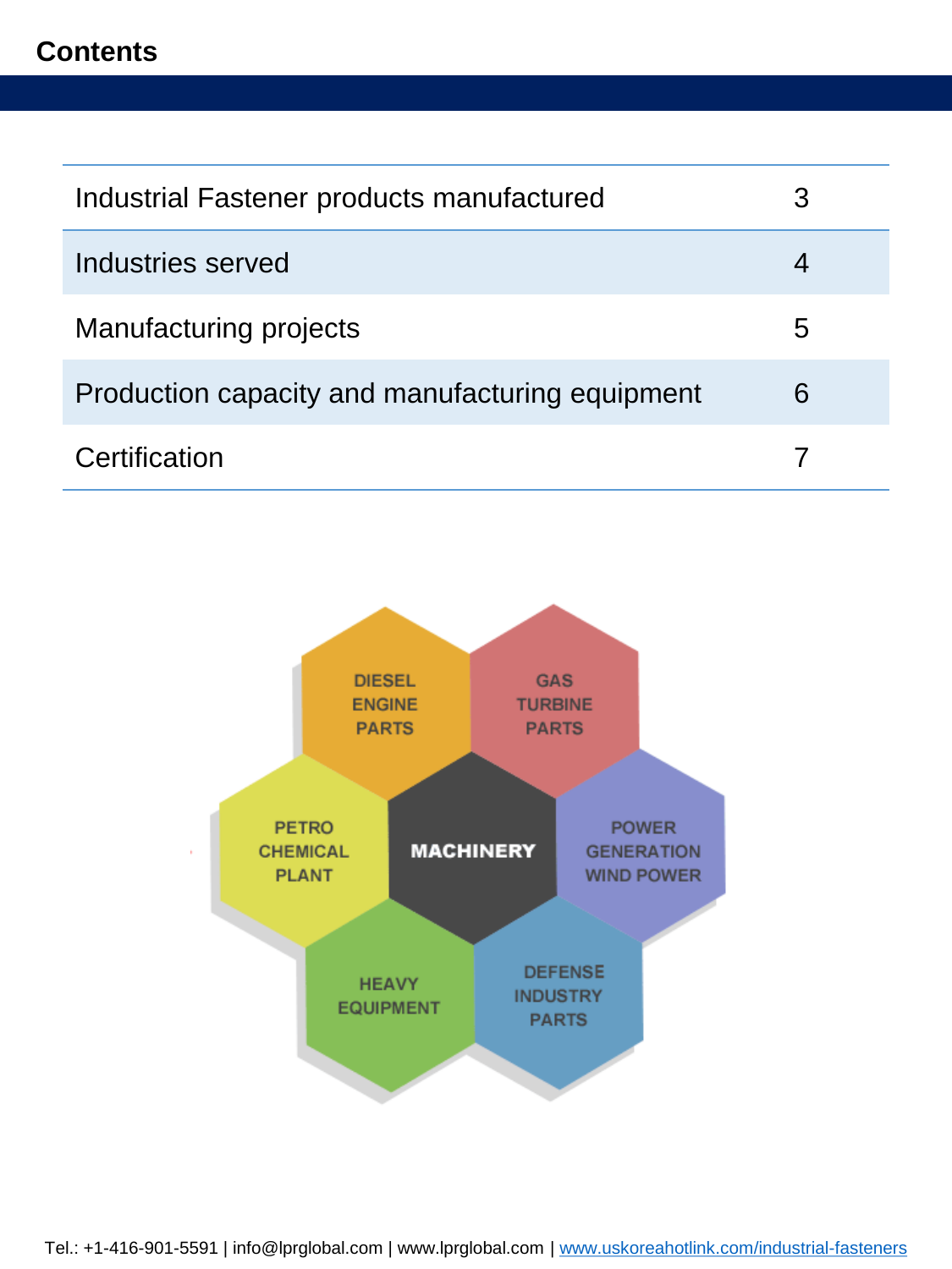# Contents

| Section | Page |
|---|---|
| Industrial Fastener products manufactured | 3 |
| Industries served | 4 |
| Manufacturing projects | 5 |
| Production capacity and manufacturing equipment | 6 |
| Certification | 7 |

DIESEL ENGINE PARTS

GAS TURBINE PARTS

PETRO CHEMICAL PLANT

MACHINERY

POWER GENERATION WIND POWER

HEAVY EQUIPMENT

DEFENSE INDUSTRY PARTS

Tel.: +1-416-901-5591 | info@lprglobal.com | www.lprglobal.com | www.uskoreahotlink.com/industrial-fasteners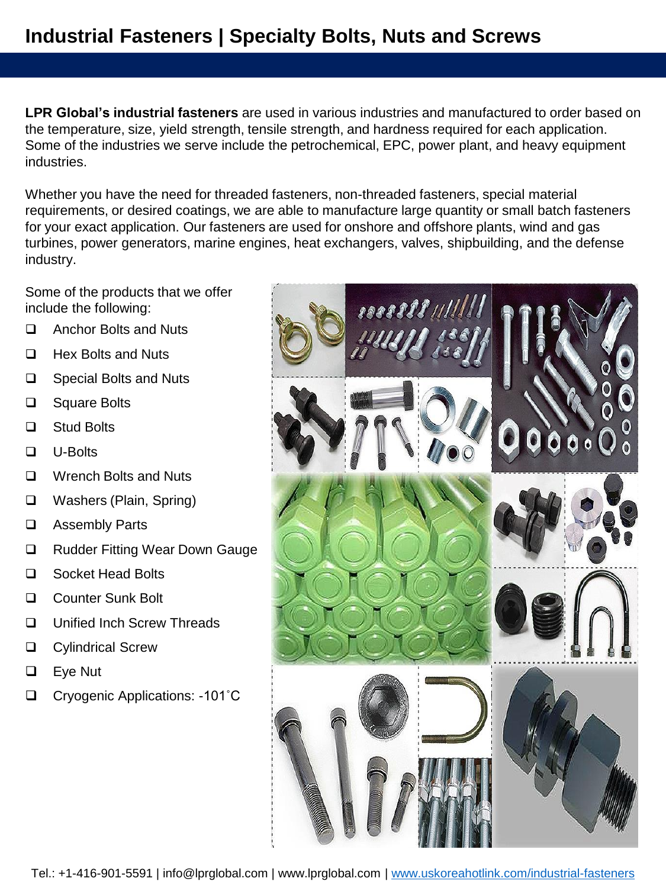# Industrial Fasteners | Specialty Bolts, Nuts and Screws

**LPR Global's industrial fasteners** are used in various industries and manufactured to order based on the temperature, size, yield strength, tensile strength, and hardness required for each application. Some of the industries we serve include the petrochemical, EPC, power plant, and heavy equipment industries.

Whether you have the need for threaded fasteners, non-threaded fasteners, special material requirements, or desired coatings, we are able to manufacture large quantity or small batch fasteners for your exact application. Our fasteners are used for onshore and offshore plants, wind and gas turbines, power generators, marine engines, heat exchangers, valves, shipbuilding, and the defense industry.

Some of the products that we offer include the following:

- Anchor Bolts and Nuts
- Hex Bolts and Nuts
- Special Bolts and Nuts
- Square Bolts
- Stud Bolts
- U-Bolts
- Wrench Bolts and Nuts
- Washers (Plain, Spring)
- Assembly Parts
- Rudder Fitting Wear Down Gauge
- Socket Head Bolts
- Counter Sunk Bolt
- Unified Inch Screw Threads
- Cylindrical Screw
- Eye Nut
- Cryogenic Applications: -101˚C

Tel.: +1-416-901-5591 | info@lprglobal.com | www.lprglobal.com | www.uskoreahotlink.com/industrial-fasteners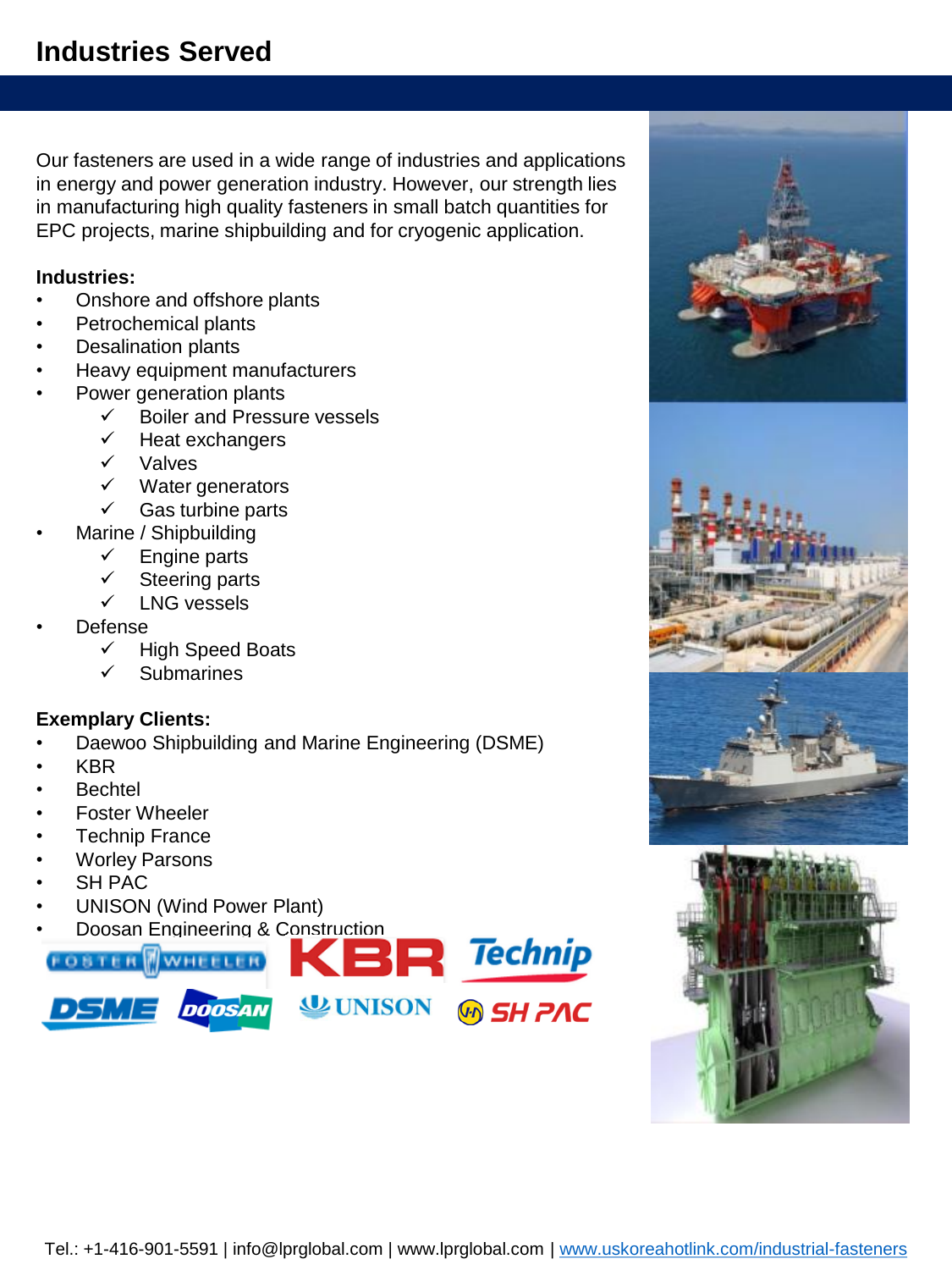# Industries Served

Our fasteners are used in a wide range of industries and applications in energy and power generation industry. However, our strength lies in manufacturing high quality fasteners in small batch quantities for EPC projects, marine shipbuilding and for cryogenic application.

**Industries:**

- Onshore and offshore plants
- Petrochemical plants
- Desalination plants
- Heavy equipment manufacturers
- Power generation plants
  - ✓ Boiler and Pressure vessels
  - ✓ Heat exchangers
  - ✓ Valves
  - ✓ Water generators
  - ✓ Gas turbine parts
- Marine / Shipbuilding
  - ✓ Engine parts
  - ✓ Steering parts
  - ✓ LNG vessels
- Defense
  - ✓ High Speed Boats
  - ✓ Submarines

**Exemplary Clients:**

- Daewoo Shipbuilding and Marine Engineering (DSME)
- KBR
- Bechtel
- Foster Wheeler
- Technip France
- Worley Parsons
- SH PAC
- UNISON (Wind Power Plant)
- Doosan Engineering & Construction

Tel.: +1-416-901-5591 | info@lprglobal.com | www.lprglobal.com | www.uskoreahotlink.com/industrial-fasteners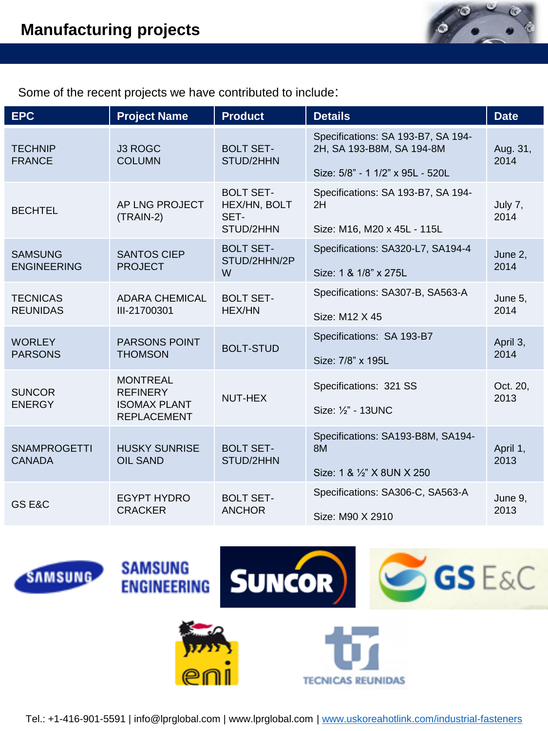## Manufacturing projects

Some of the recent projects we have contributed to include:

| EPC | Project Name | Product | Details | Date |
|---|---|---|---|---|
| TECHNIP FRANCE | J3 ROGC COLUMN | BOLT SET-STUD/2HHN | Specifications: SA 193-B7, SA 194-2H, SA 193-B8M, SA 194-8M<br><br>Size: 5/8” - 1 1/2” x 95L - 520L | Aug. 31, 2014 |
| BECHTEL | AP LNG PROJECT (TRAIN-2) | BOLT SET-HEX/HN, BOLT SET-STUD/2HHN | Specifications: SA 193-B7, SA 194-2H<br><br>Size: M16, M20 x 45L - 115L | July 7, 2014 |
| SAMSUNG ENGINEERING | SANTOS CIEP PROJECT | BOLT SET-STUD/2HHN/2PW | Specifications: SA320-L7, SA194-4<br><br>Size: 1 & 1/8” x 275L | June 2, 2014 |
| TECNICAS REUNIDAS | ADARA CHEMICAL III-21700301 | BOLT SET-HEX/HN | Specifications: SA307-B, SA563-A<br><br>Size: M12 X 45 | June 5, 2014 |
| WORLEY PARSONS | PARSONS POINT THOMSON | BOLT-STUD | Specifications: SA 193-B7<br><br>Size: 7/8” x 195L | April 3, 2014 |
| SUNCOR ENERGY | MONTREAL REFINERY ISOMAX PLANT REPLACEMENT | NUT-HEX | Specifications: 321 SS<br><br>Size: ½” - 13UNC | Oct. 20, 2013 |
| SNAMPROGETTI CANADA | HUSKY SUNRISE OIL SAND | BOLT SET-STUD/2HHN | Specifications: SA193-B8M, SA194-8M<br><br>Size: 1 & ½” X 8UN X 250 | April 1, 2013 |
| GS E&C | EGYPT HYDRO CRACKER | BOLT SET-ANCHOR | Specifications: SA306-C, SA563-A<br><br>Size: M90 X 2910 | June 9, 2013 |

Tel.: +1-416-901-5591 | info@lprglobal.com | www.lprglobal.com | www.uskoreahotlink.com/industrial-fasteners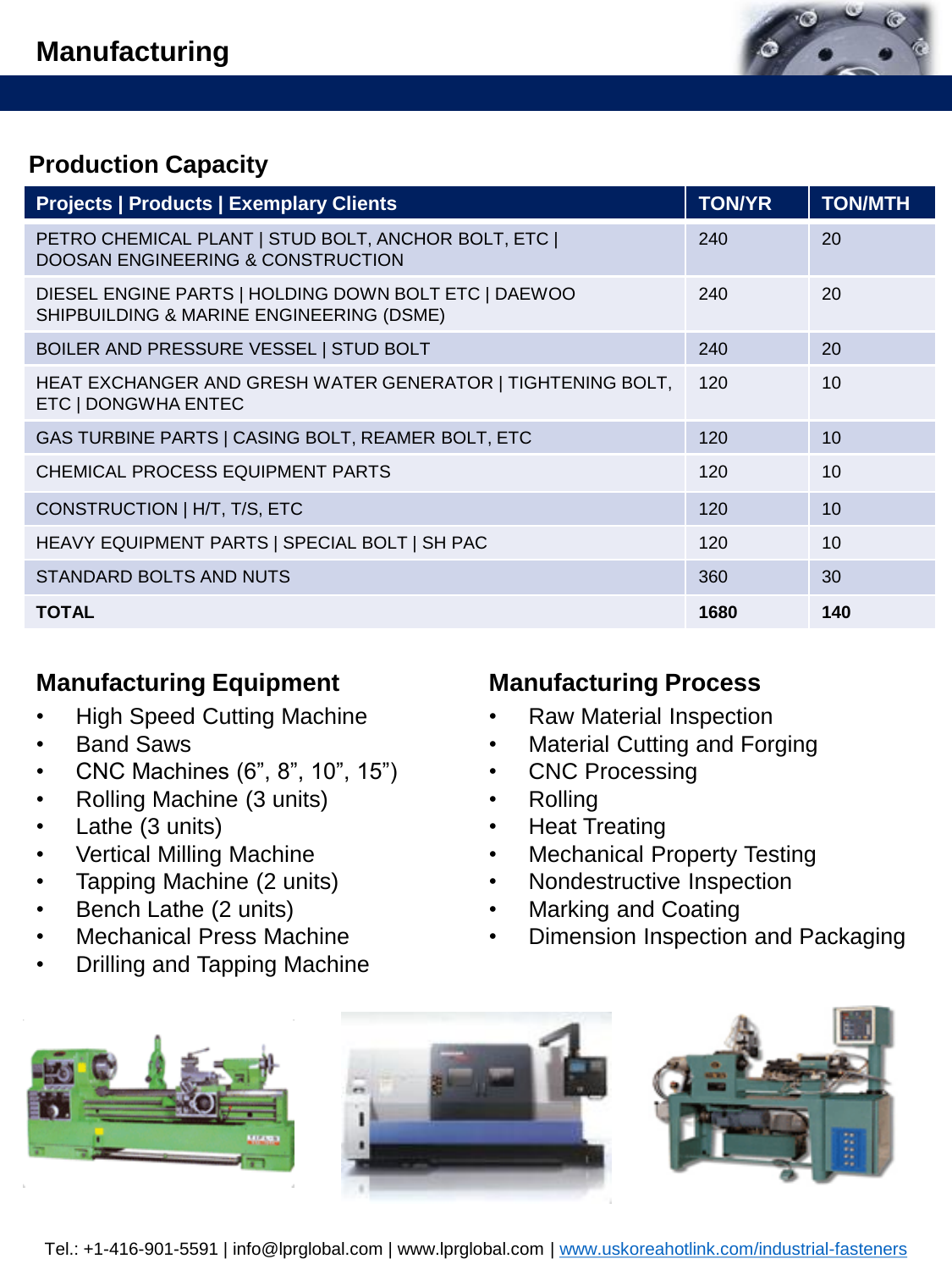# Manufacturing

## Production Capacity

| Projects \| Products \| Exemplary Clients | TON/YR | TON/MTH |
|---|---|---|
| PETRO CHEMICAL PLANT \| STUD BOLT, ANCHOR BOLT, ETC \| DOOSAN ENGINEERING & CONSTRUCTION | 240 | 20 |
| DIESEL ENGINE PARTS \| HOLDING DOWN BOLT ETC \| DAEWOO SHIPBUILDING & MARINE ENGINEERING (DSME) | 240 | 20 |
| BOILER AND PRESSURE VESSEL \| STUD BOLT | 240 | 20 |
| HEAT EXCHANGER AND GRESH WATER GENERATOR \| TIGHTENING BOLT, ETC \| DONGWHA ENTEC | 120 | 10 |
| GAS TURBINE PARTS \| CASING BOLT, REAMER BOLT, ETC | 120 | 10 |
| CHEMICAL PROCESS EQUIPMENT PARTS | 120 | 10 |
| CONSTRUCTION \| H/T, T/S, ETC | 120 | 10 |
| HEAVY EQUIPMENT PARTS \| SPECIAL BOLT \| SH PAC | 120 | 10 |
| STANDARD BOLTS AND NUTS | 360 | 30 |
| **TOTAL** | **1680** | **140** |

## Manufacturing Equipment

- High Speed Cutting Machine
- Band Saws
- CNC Machines (6”, 8”, 10”, 15”)
- Rolling Machine (3 units)
- Lathe (3 units)
- Vertical Milling Machine
- Tapping Machine (2 units)
- Bench Lathe (2 units)
- Mechanical Press Machine
- Drilling and Tapping Machine

## Manufacturing Process

- Raw Material Inspection
- Material Cutting and Forging
- CNC Processing
- Rolling
- Heat Treating
- Mechanical Property Testing
- Nondestructive Inspection
- Marking and Coating
- Dimension Inspection and Packaging

Tel.: +1-416-901-5591 | info@lprglobal.com | www.lprglobal.com | www.uskoreahotlink.com/industrial-fasteners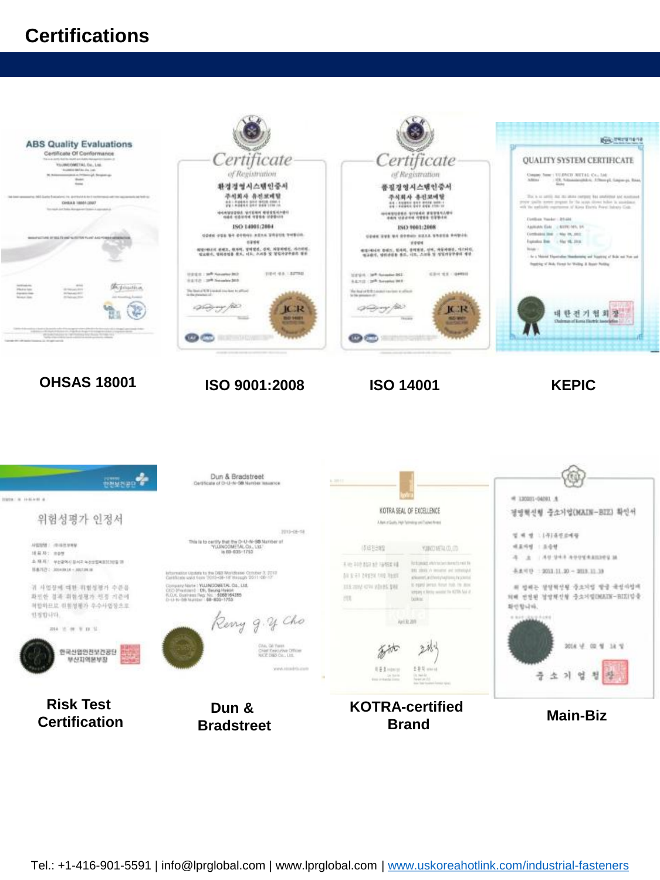# Certifications

OHSAS 18001

ISO 9001:2008

ISO 14001

KEPIC

Risk Test Certification

Dun & Bradstreet

KOTRA-certified Brand

Main-Biz

Tel.: +1-416-901-5591 | info@lprglobal.com | www.lprglobal.com | www.uskoreahotlink.com/industrial-fasteners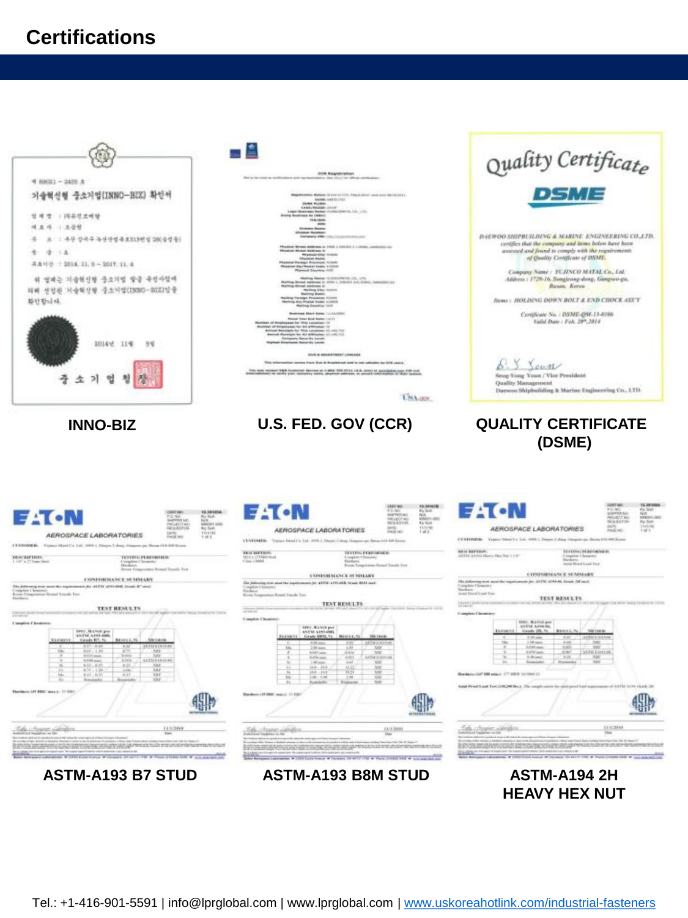# Certifications

INNO-BIZ

U.S. FED. GOV (CCR)

QUALITY CERTIFICATE (DSME)

ASTM-A193 B7 STUD

ASTM-A193 B8M STUD

ASTM-A194 2H HEAVY HEX NUT

Tel.: +1-416-901-5591 | info@lprglobal.com | www.lprglobal.com | www.uskoreahotlink.com/industrial-fasteners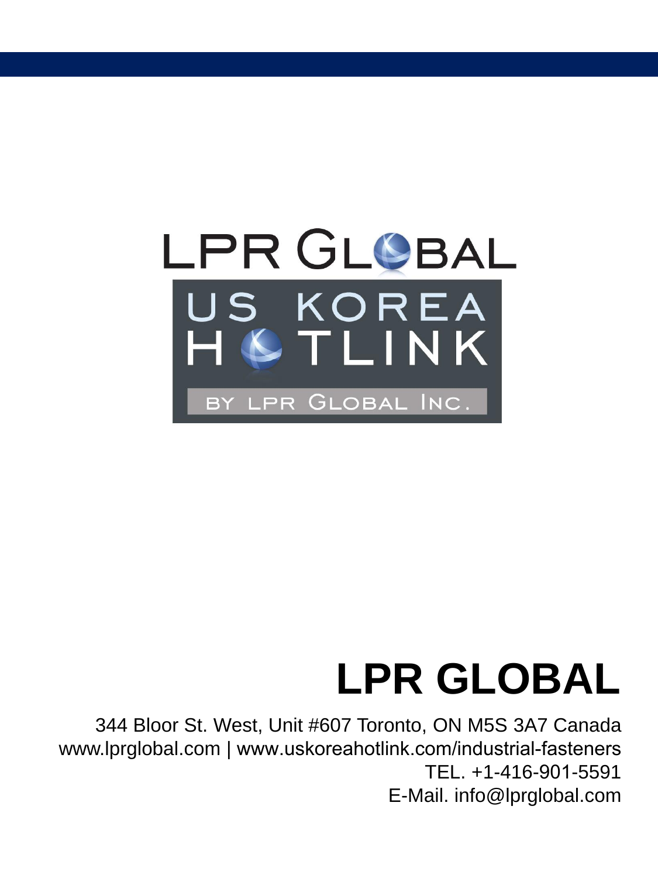LPR GLOBAL

US KOREA HOTLINK

BY LPR GLOBAL INC.

# LPR GLOBAL

344 Bloor St. West, Unit #607 Toronto, ON M5S 3A7 Canada
www.lprglobal.com | www.uskoreahotlink.com/industrial-fasteners
TEL. +1-416-901-5591
E-Mail. info@lprglobal.com